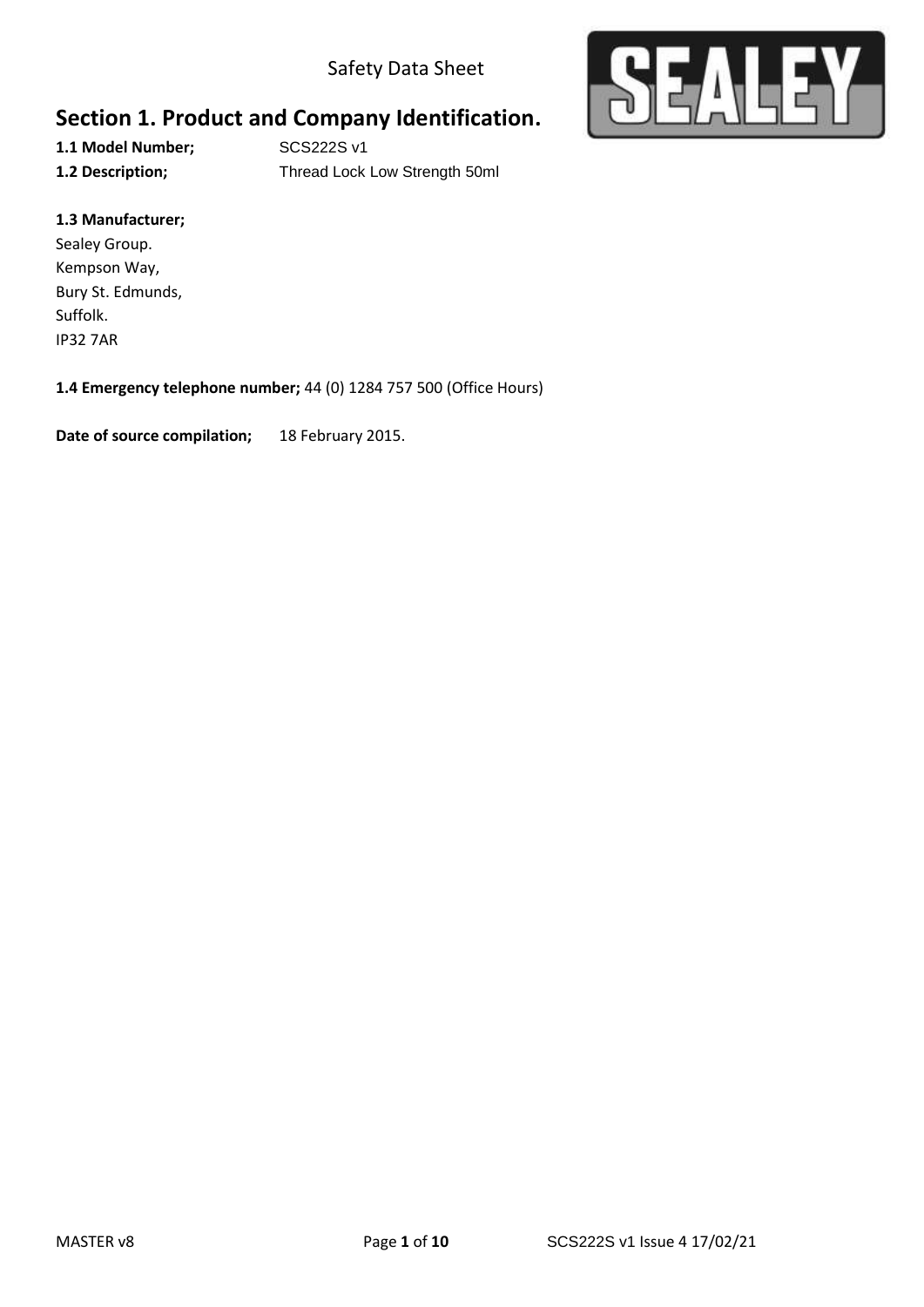Safety Data Sheet

# Section 1. Product and Company Identification.

**1.1 Model Number;** SCS222S v1

**1.2 Description;** Thread Lock Low Strength 50ml

**1.3 Manufacturer;**

Sealey Group.
Kempson Way,
Bury St. Edmunds,
Suffolk.
IP32 7AR

**1.4 Emergency telephone number;** 44 (0) 1284 757 500 (Office Hours)

**Date of source compilation;** 18 February 2015.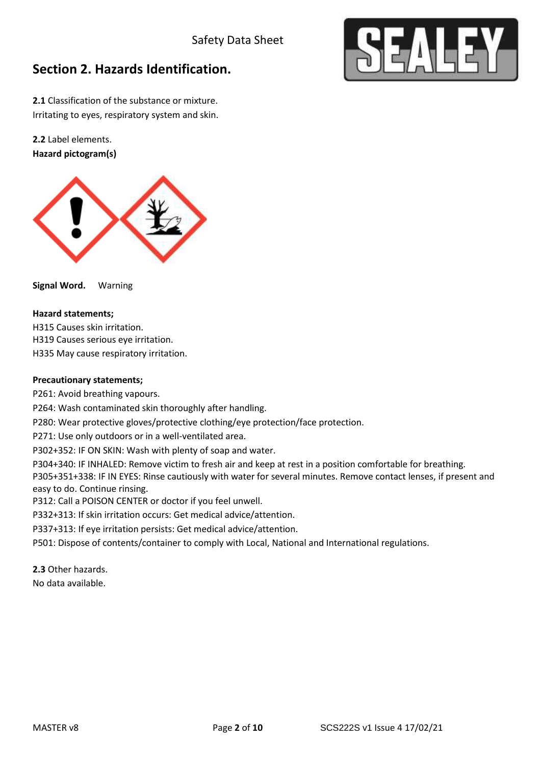# Section 2. Hazards Identification.

**2.1** Classification of the substance or mixture.
Irritating to eyes, respiratory system and skin.

**2.2** Label elements.
**Hazard pictogram(s)**

**Signal Word.** Warning

**Hazard statements;**
H315 Causes skin irritation.
H319 Causes serious eye irritation.
H335 May cause respiratory irritation.

**Precautionary statements;**
P261: Avoid breathing vapours.
P264: Wash contaminated skin thoroughly after handling.
P280: Wear protective gloves/protective clothing/eye protection/face protection.
P271: Use only outdoors or in a well-ventilated area.
P302+352: IF ON SKIN: Wash with plenty of soap and water.
P304+340: IF INHALED: Remove victim to fresh air and keep at rest in a position comfortable for breathing.
P305+351+338: IF IN EYES: Rinse cautiously with water for several minutes. Remove contact lenses, if present and easy to do. Continue rinsing.
P312: Call a POISON CENTER or doctor if you feel unwell.
P332+313: If skin irritation occurs: Get medical advice/attention.
P337+313: If eye irritation persists: Get medical advice/attention.
P501: Dispose of contents/container to comply with Local, National and International regulations.

**2.3** Other hazards.
No data available.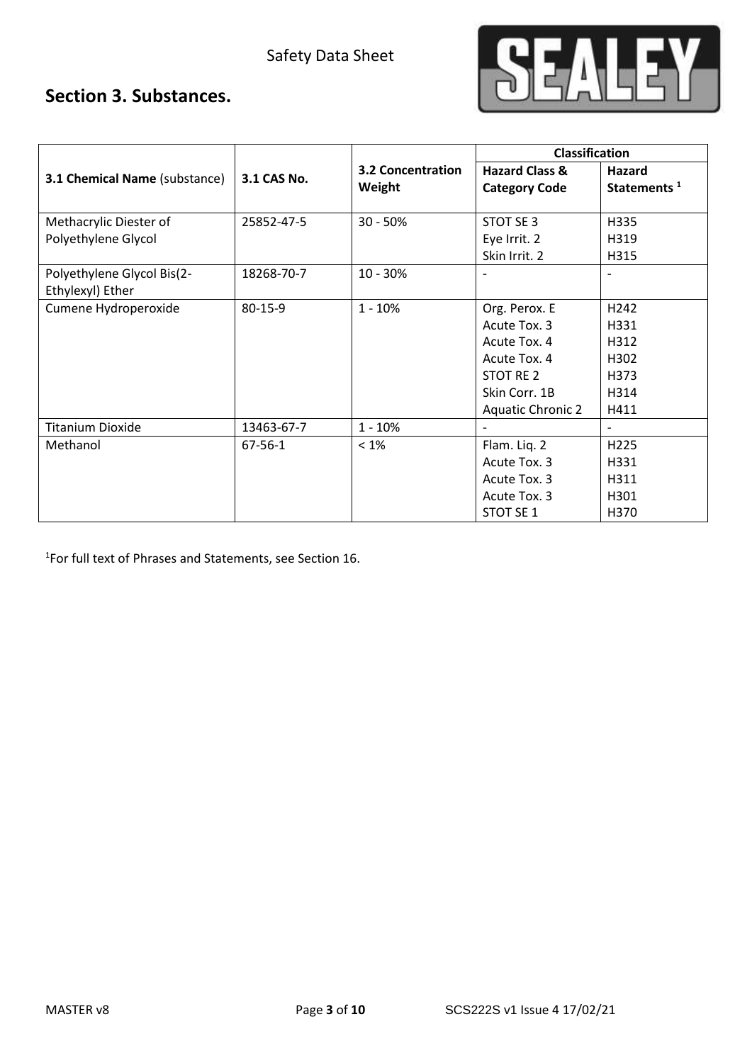## Section 3. Substances.

| 3.1 Chemical Name (substance) | 3.1 CAS No. | 3.2 Concentration Weight | Classification | |
|---|---|---|---|---|
| | | | Hazard Class & Category Code | Hazard Statements [1] |
| Methacrylic Diester of Polyethylene Glycol | 25852-47-5 | 30 - 50% | STOT SE 3<br>Eye Irrit. 2<br>Skin Irrit. 2 | H335<br>H319<br>H315 |
| Polyethylene Glycol Bis(2-Ethylexyl) Ether | 18268-70-7 | 10 - 30% | - | - |
| Cumene Hydroperoxide | 80-15-9 | 1 - 10% | Org. Perox. E<br>Acute Tox. 3<br>Acute Tox. 4<br>Acute Tox. 4<br>STOT RE 2<br>Skin Corr. 1B<br>Aquatic Chronic 2 | H242<br>H331<br>H312<br>H302<br>H373<br>H314<br>H411 |
| Titanium Dioxide | 13463-67-7 | 1 - 10% | - | - |
| Methanol | 67-56-1 | < 1% | Flam. Liq. 2<br>Acute Tox. 3<br>Acute Tox. 3<br>Acute Tox. 3<br>STOT SE 1 | H225<br>H331<br>H311<br>H301<br>H370 |

[1]For full text of Phrases and Statements, see Section 16.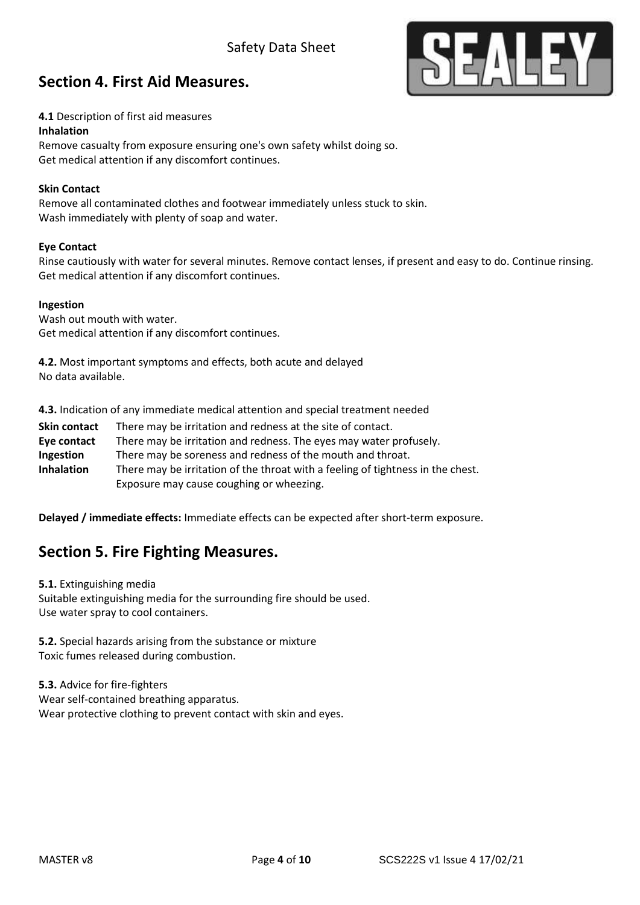## Section 4. First Aid Measures.

**4.1** Description of first aid measures

**Inhalation**

Remove casualty from exposure ensuring one's own safety whilst doing so.
Get medical attention if any discomfort continues.

**Skin Contact**

Remove all contaminated clothes and footwear immediately unless stuck to skin.
Wash immediately with plenty of soap and water.

**Eye Contact**

Rinse cautiously with water for several minutes. Remove contact lenses, if present and easy to do. Continue rinsing.
Get medical attention if any discomfort continues.

**Ingestion**

Wash out mouth with water.
Get medical attention if any discomfort continues.

**4.2.** Most important symptoms and effects, both acute and delayed
No data available.

**4.3.** Indication of any immediate medical attention and special treatment needed

| | |
|---|---|
| **Skin contact** | There may be irritation and redness at the site of contact. |
| **Eye contact** | There may be irritation and redness. The eyes may water profusely. |
| **Ingestion** | There may be soreness and redness of the mouth and throat. |
| **Inhalation** | There may be irritation of the throat with a feeling of tightness in the chest. Exposure may cause coughing or wheezing. |

**Delayed / immediate effects:** Immediate effects can be expected after short-term exposure.

## Section 5. Fire Fighting Measures.

**5.1.** Extinguishing media
Suitable extinguishing media for the surrounding fire should be used.
Use water spray to cool containers.

**5.2.** Special hazards arising from the substance or mixture
Toxic fumes released during combustion.

**5.3.** Advice for fire-fighters
Wear self-contained breathing apparatus.
Wear protective clothing to prevent contact with skin and eyes.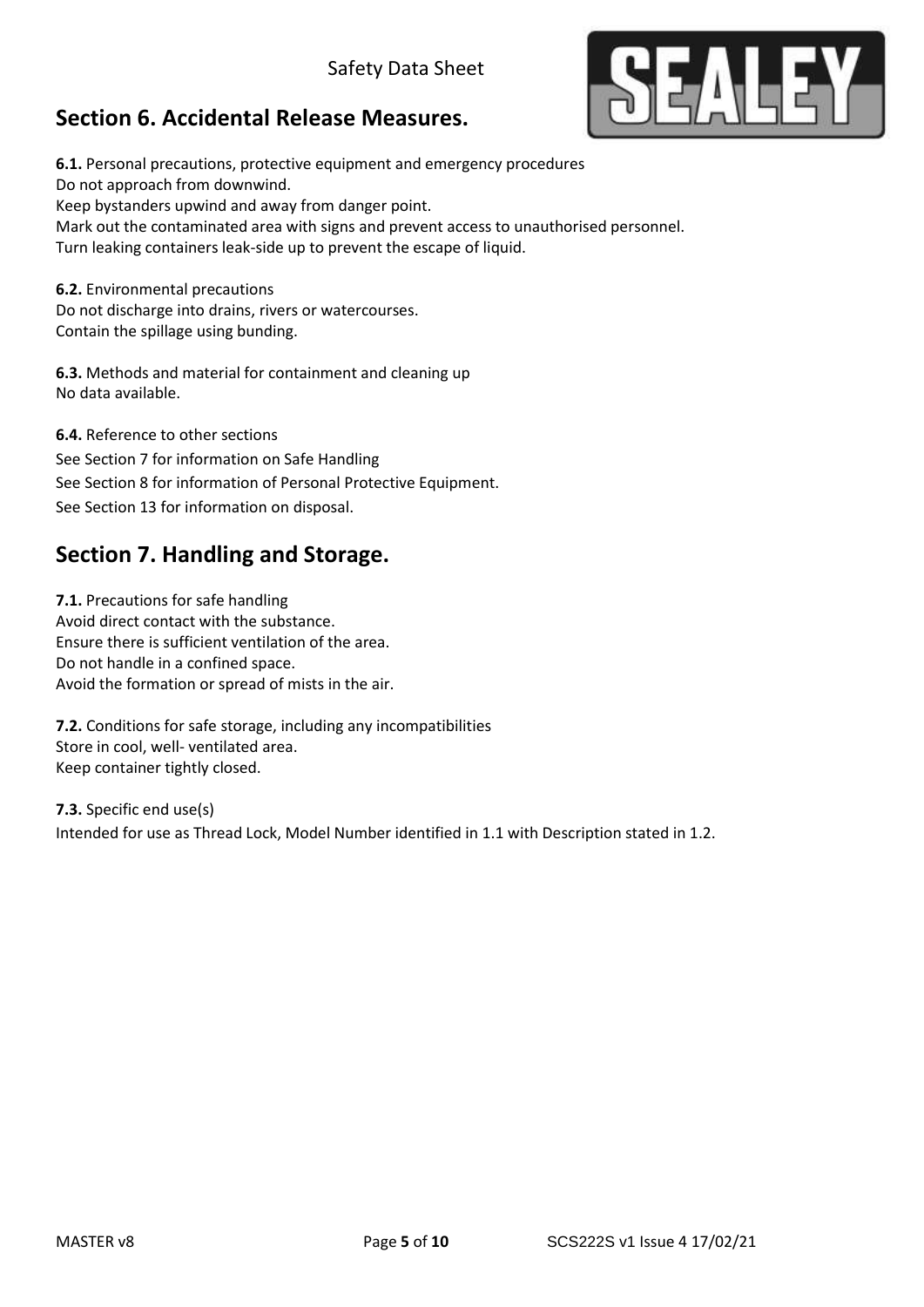## Section 6. Accidental Release Measures.

**6.1.** Personal precautions, protective equipment and emergency procedures
Do not approach from downwind.
Keep bystanders upwind and away from danger point.
Mark out the contaminated area with signs and prevent access to unauthorised personnel.
Turn leaking containers leak-side up to prevent the escape of liquid.

**6.2.** Environmental precautions
Do not discharge into drains, rivers or watercourses.
Contain the spillage using bunding.

**6.3.** Methods and material for containment and cleaning up
No data available.

**6.4.** Reference to other sections
See Section 7 for information on Safe Handling
See Section 8 for information of Personal Protective Equipment.
See Section 13 for information on disposal.

## Section 7. Handling and Storage.

**7.1.** Precautions for safe handling
Avoid direct contact with the substance.
Ensure there is sufficient ventilation of the area.
Do not handle in a confined space.
Avoid the formation or spread of mists in the air.

**7.2.** Conditions for safe storage, including any incompatibilities
Store in cool, well- ventilated area.
Keep container tightly closed.

**7.3.** Specific end use(s)
Intended for use as Thread Lock, Model Number identified in 1.1 with Description stated in 1.2.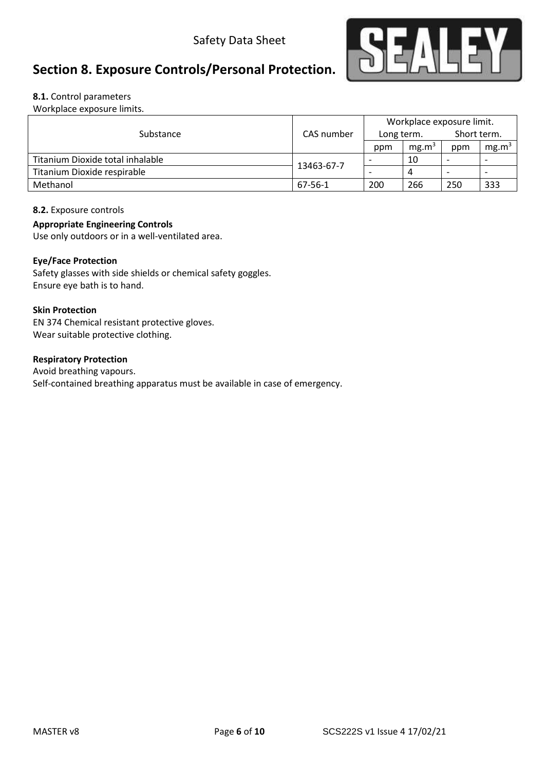Safety Data Sheet

## Section 8. Exposure Controls/Personal Protection.

**8.1.** Control parameters

Workplace exposure limits.

| Substance | CAS number | Workplace exposure limit. | | | |
|---|---|---|---|---|---|
| | | Long term. | | Short term. | |
| | | ppm | $mg.m^3$ | ppm | $mg.m^3$ |
| Titanium Dioxide total inhalable | 13463-67-7 | - | 10 | - | - |
| Titanium Dioxide respirable | | - | 4 | - | - |
| Methanol | 67-56-1 | 200 | 266 | 250 | 333 |

**8.2.** Exposure controls

**Appropriate Engineering Controls**

Use only outdoors or in a well-ventilated area.

**Eye/Face Protection**

Safety glasses with side shields or chemical safety goggles.
Ensure eye bath is to hand.

**Skin Protection**

EN 374 Chemical resistant protective gloves.
Wear suitable protective clothing.

**Respiratory Protection**

Avoid breathing vapours.
Self-contained breathing apparatus must be available in case of emergency.

MASTER v8 SCS222S v1 Issue 4 17/02/21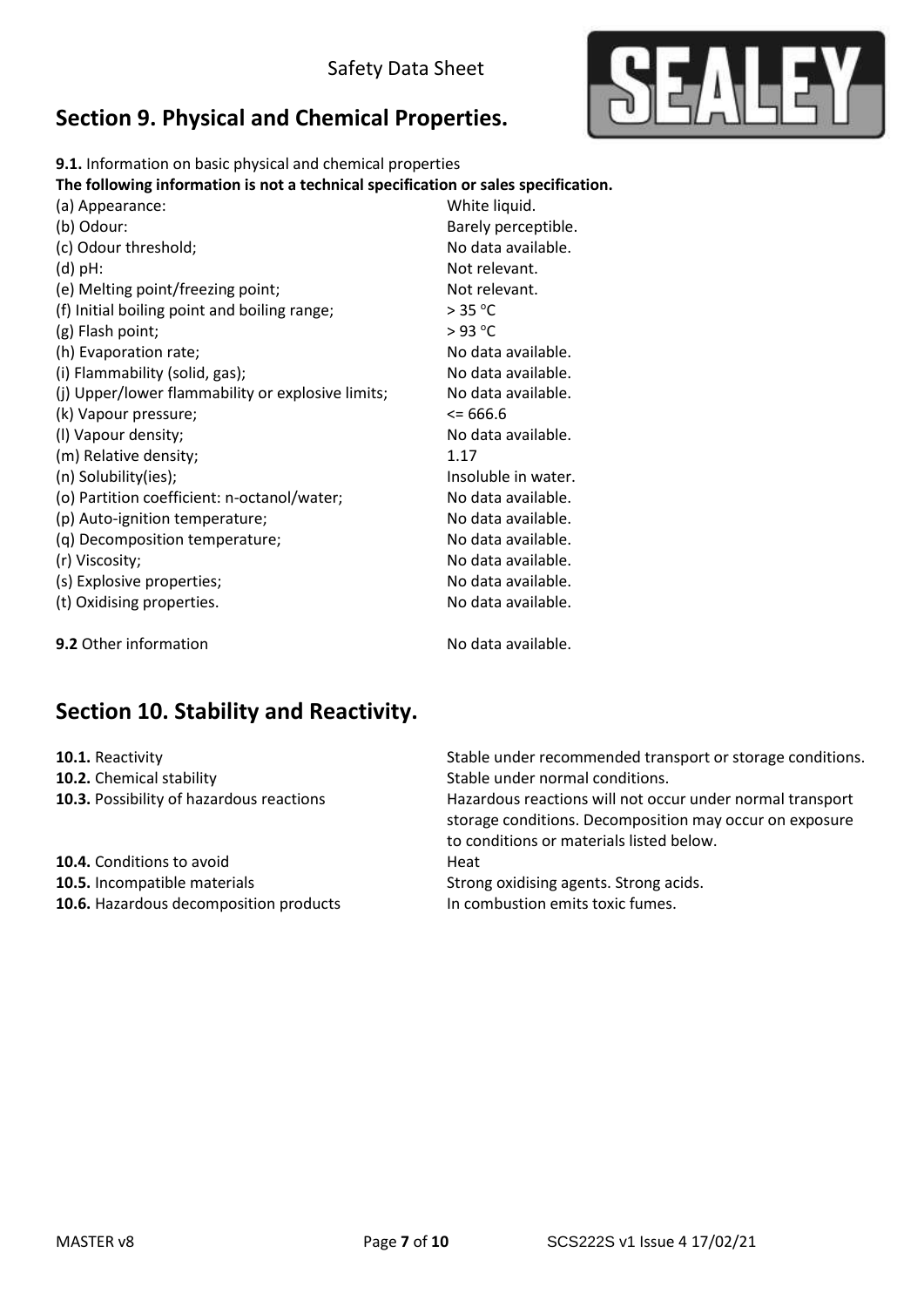## Section 9. Physical and Chemical Properties.

**9.1.** Information on basic physical and chemical properties

**The following information is not a technical specification or sales specification.**

| | |
|---|---|
| (a) Appearance: | White liquid. |
| (b) Odour: | Barely perceptible. |
| (c) Odour threshold; | No data available. |
| (d) pH: | Not relevant. |
| (e) Melting point/freezing point; | Not relevant. |
| (f) Initial boiling point and boiling range; | > 35 °C |
| (g) Flash point; | > 93 °C |
| (h) Evaporation rate; | No data available. |
| (i) Flammability (solid, gas); | No data available. |
| (j) Upper/lower flammability or explosive limits; | No data available. |
| (k) Vapour pressure; | <= 666.6 |
| (l) Vapour density; | No data available. |
| (m) Relative density; | 1.17 |
| (n) Solubility(ies); | Insoluble in water. |
| (o) Partition coefficient: n-octanol/water; | No data available. |
| (p) Auto-ignition temperature; | No data available. |
| (q) Decomposition temperature; | No data available. |
| (r) Viscosity; | No data available. |
| (s) Explosive properties; | No data available. |
| (t) Oxidising properties. | No data available. |

**9.2** Other information — No data available.

## Section 10. Stability and Reactivity.

| | |
|---|---|
| **10.1.** Reactivity | Stable under recommended transport or storage conditions. |
| **10.2.** Chemical stability | Stable under normal conditions. |
| **10.3.** Possibility of hazardous reactions | Hazardous reactions will not occur under normal transport storage conditions. Decomposition may occur on exposure to conditions or materials listed below. |
| **10.4.** Conditions to avoid | Heat |
| **10.5.** Incompatible materials | Strong oxidising agents. Strong acids. |
| **10.6.** Hazardous decomposition products | In combustion emits toxic fumes. |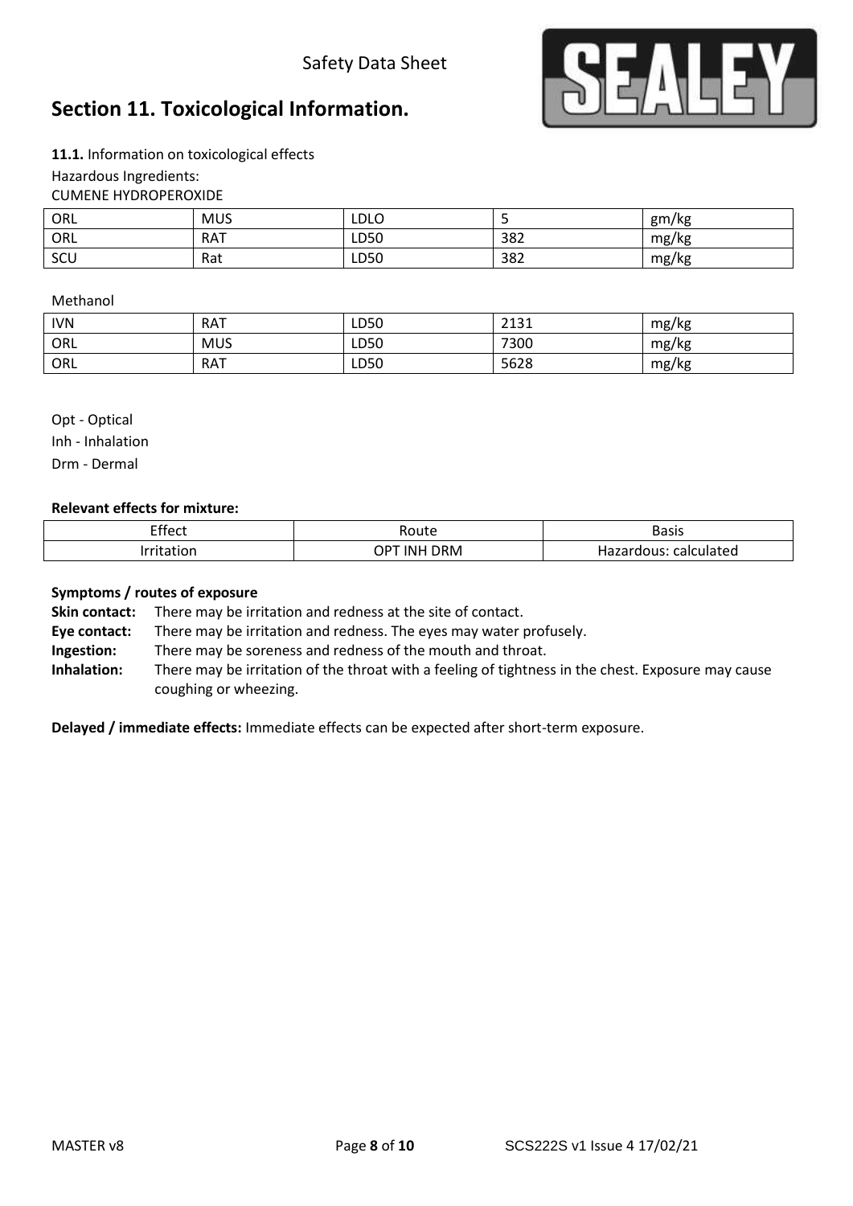## Section 11. Toxicological Information.

**11.1.** Information on toxicological effects

Hazardous Ingredients:

CUMENE HYDROPEROXIDE

| ORL | MUS | LDLO | 5 | gm/kg |
|---|---|---|---|---|
| ORL | RAT | LD50 | 382 | mg/kg |
| SCU | Rat | LD50 | 382 | mg/kg |

Methanol

| IVN | RAT | LD50 | 2131 | mg/kg |
|---|---|---|---|---|
| ORL | MUS | LD50 | 7300 | mg/kg |
| ORL | RAT | LD50 | 5628 | mg/kg |

Opt - Optical

Inh - Inhalation

Drm - Dermal

**Relevant effects for mixture:**

| Effect | Route | Basis |
|---|---|---|
| Irritation | OPT INH DRM | Hazardous: calculated |

**Symptoms / routes of exposure**

**Skin contact:** There may be irritation and redness at the site of contact.

**Eye contact:** There may be irritation and redness. The eyes may water profusely.

**Ingestion:** There may be soreness and redness of the mouth and throat.

**Inhalation:** There may be irritation of the throat with a feeling of tightness in the chest. Exposure may cause coughing or wheezing.

**Delayed / immediate effects:** Immediate effects can be expected after short-term exposure.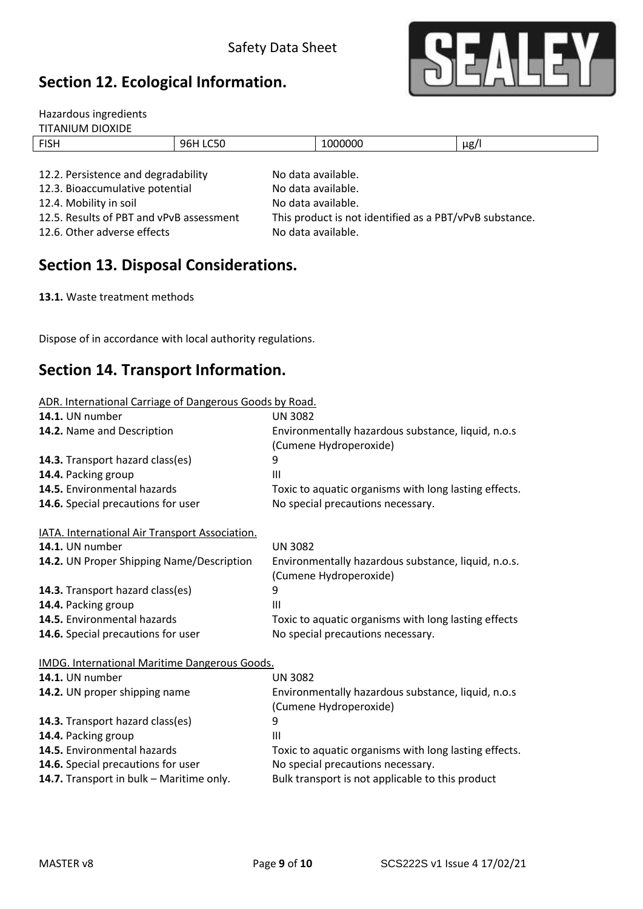## Section 12. Ecological Information.

Hazardous ingredients

TITANIUM DIOXIDE

| FISH | 96H LC50 | 1000000 | μg/l |
|---|---|---|---|

| | |
|---|---|
| 12.2. Persistence and degradability | No data available. |
| 12.3. Bioaccumulative potential | No data available. |
| 12.4. Mobility in soil | No data available. |
| 12.5. Results of PBT and vPvB assessment | This product is not identified as a PBT/vPvB substance. |
| 12.6. Other adverse effects | No data available. |

## Section 13. Disposal Considerations.

**13.1.** Waste treatment methods

Dispose of in accordance with local authority regulations.

## Section 14. Transport Information.

ADR. International Carriage of Dangerous Goods by Road.

| | |
|---|---|
| **14.1.** UN number | UN 3082 |
| **14.2.** Name and Description | Environmentally hazardous substance, liquid, n.o.s (Cumene Hydroperoxide) |
| **14.3.** Transport hazard class(es) | 9 |
| **14.4.** Packing group | III |
| **14.5.** Environmental hazards | Toxic to aquatic organisms with long lasting effects. |
| **14.6.** Special precautions for user | No special precautions necessary. |

IATA. International Air Transport Association.

| | |
|---|---|
| **14.1.** UN number | UN 3082 |
| **14.2.** UN Proper Shipping Name/Description | Environmentally hazardous substance, liquid, n.o.s. (Cumene Hydroperoxide) |
| **14.3.** Transport hazard class(es) | 9 |
| **14.4.** Packing group | III |
| **14.5.** Environmental hazards | Toxic to aquatic organisms with long lasting effects |
| **14.6.** Special precautions for user | No special precautions necessary. |

IMDG. International Maritime Dangerous Goods.

| | |
|---|---|
| **14.1.** UN number | UN 3082 |
| **14.2.** UN proper shipping name | Environmentally hazardous substance, liquid, n.o.s (Cumene Hydroperoxide) |
| **14.3.** Transport hazard class(es) | 9 |
| **14.4.** Packing group | III |
| **14.5.** Environmental hazards | Toxic to aquatic organisms with long lasting effects. |
| **14.6.** Special precautions for user | No special precautions necessary. |
| **14.7.** Transport in bulk – Maritime only. | Bulk transport is not applicable to this product |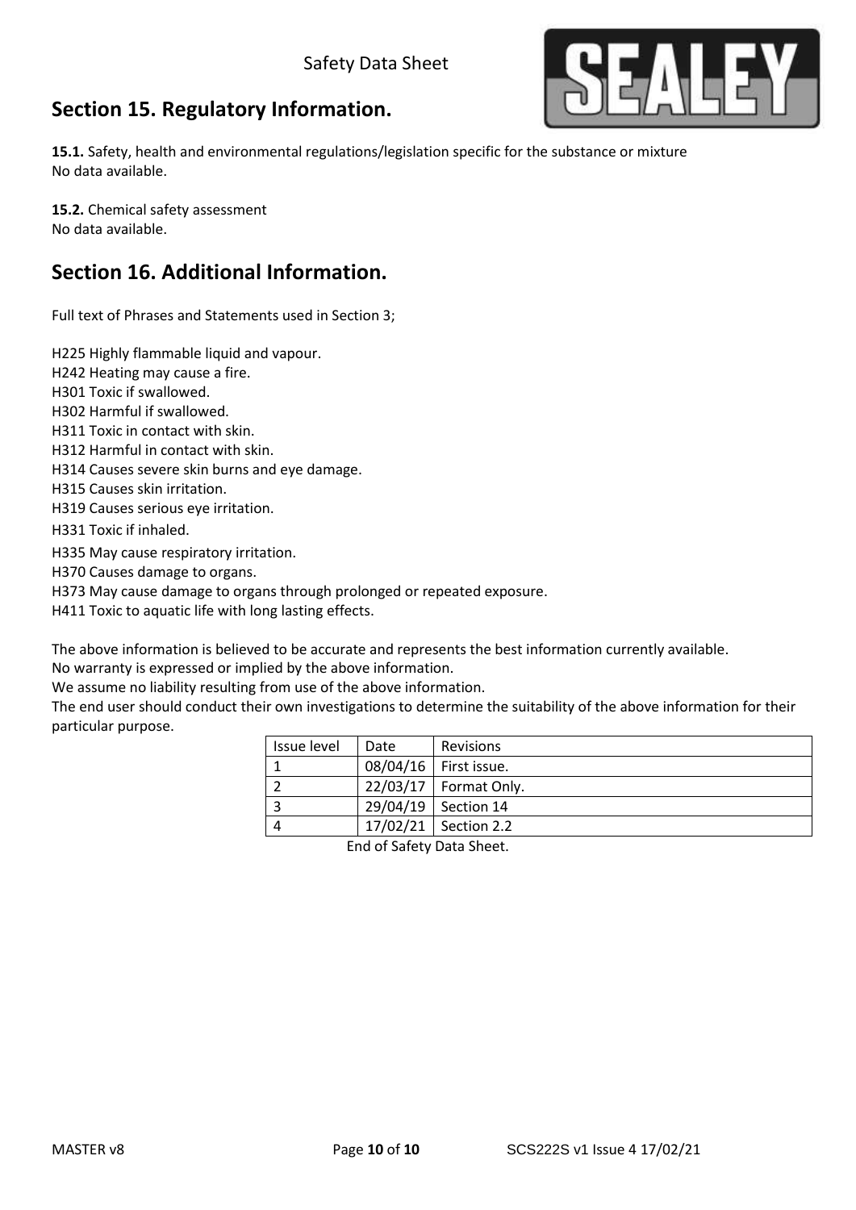## Section 15. Regulatory Information.

**15.1.** Safety, health and environmental regulations/legislation specific for the substance or mixture
No data available.

**15.2.** Chemical safety assessment
No data available.

## Section 16. Additional Information.

Full text of Phrases and Statements used in Section 3;

H225 Highly flammable liquid and vapour.
H242 Heating may cause a fire.
H301 Toxic if swallowed.
H302 Harmful if swallowed.
H311 Toxic in contact with skin.
H312 Harmful in contact with skin.
H314 Causes severe skin burns and eye damage.
H315 Causes skin irritation.
H319 Causes serious eye irritation.
H331 Toxic if inhaled.
H335 May cause respiratory irritation.
H370 Causes damage to organs.
H373 May cause damage to organs through prolonged or repeated exposure.
H411 Toxic to aquatic life with long lasting effects.

The above information is believed to be accurate and represents the best information currently available.
No warranty is expressed or implied by the above information.
We assume no liability resulting from use of the above information.
The end user should conduct their own investigations to determine the suitability of the above information for their particular purpose.

| Issue level | Date | Revisions |
|---|---|---|
| 1 | 08/04/16 | First issue. |
| 2 | 22/03/17 | Format Only. |
| 3 | 29/04/19 | Section 14 |
| 4 | 17/02/21 | Section 2.2 |

End of Safety Data Sheet.